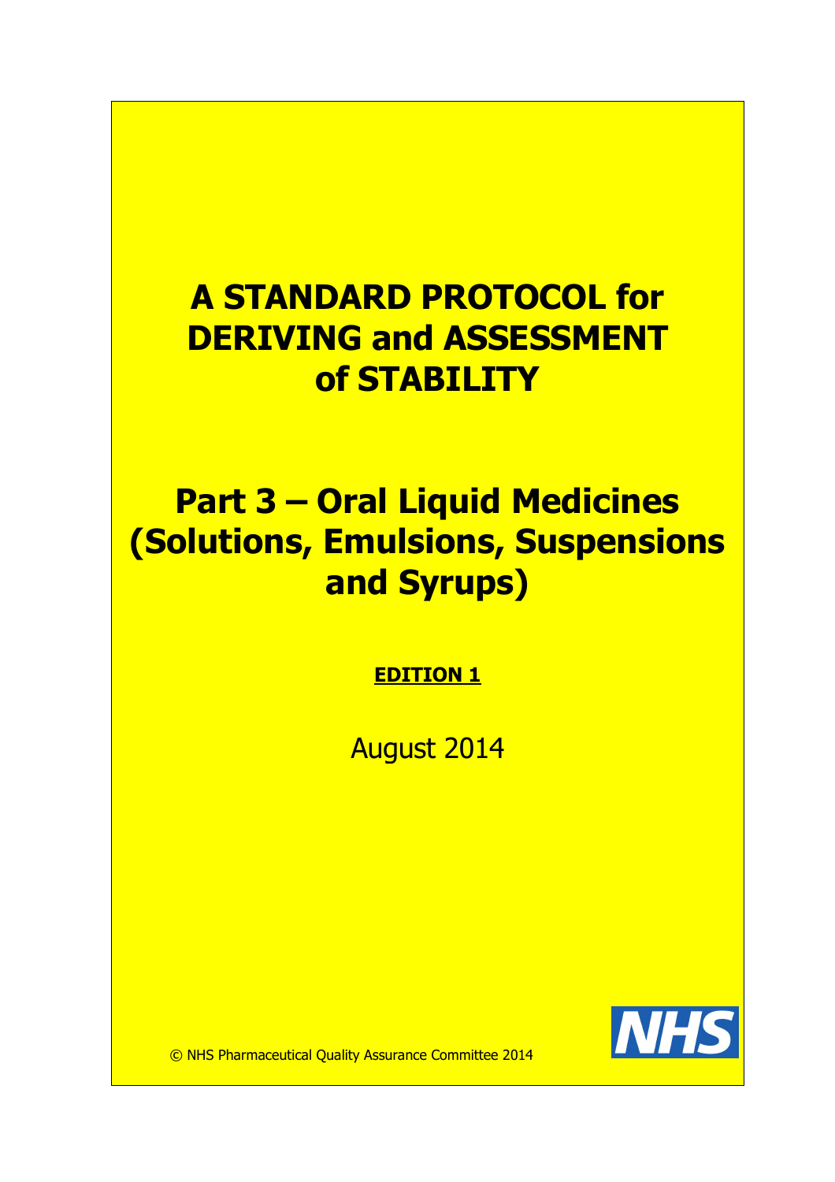# A STANDARD PROTOCOL for DERIVING and ASSESSMENT of STABILITY

# Part 3 – Oral Liquid Medicines (Solutions, Emulsions, Suspensions and Syrups)

**EDITION 1**

August 2014

© NHS Pharmaceutical Quality Assurance Committee 2014

NHS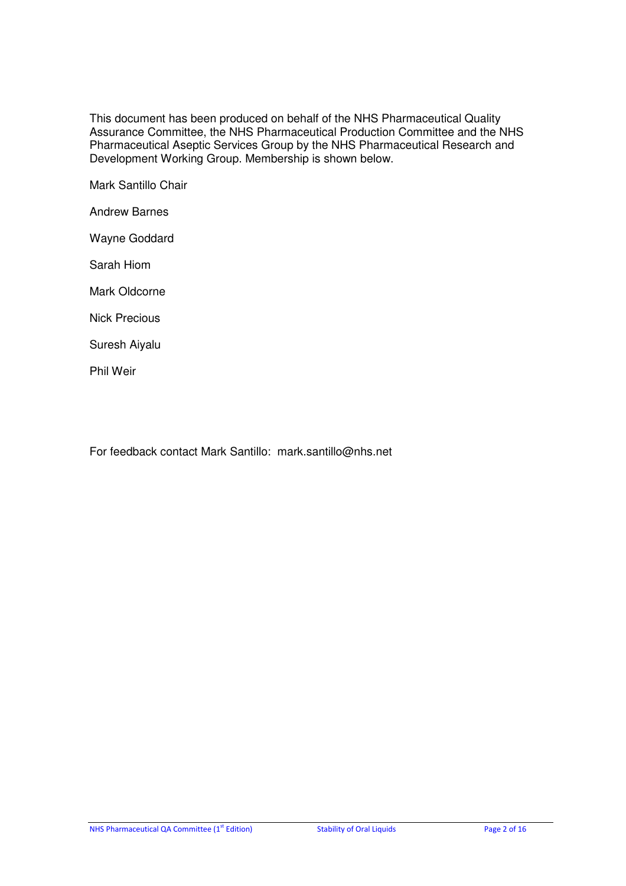This document has been produced on behalf of the NHS Pharmaceutical Quality Assurance Committee, the NHS Pharmaceutical Production Committee and the NHS Pharmaceutical Aseptic Services Group by the NHS Pharmaceutical Research and Development Working Group. Membership is shown below.

Mark Santillo Chair

Andrew Barnes

Wayne Goddard

Sarah Hiom

Mark Oldcorne

Nick Precious

Suresh Aiyalu

Phil Weir

For feedback contact Mark Santillo: mark.santillo@nhs.net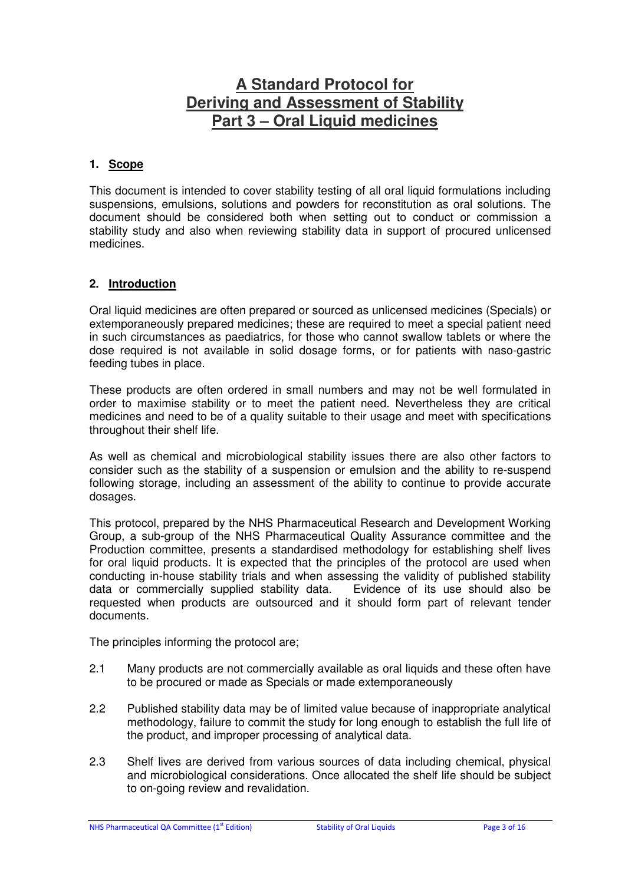# A Standard Protocol for Deriving and Assessment of Stability Part 3 – Oral Liquid medicines

## 1. Scope

This document is intended to cover stability testing of all oral liquid formulations including suspensions, emulsions, solutions and powders for reconstitution as oral solutions. The document should be considered both when setting out to conduct or commission a stability study and also when reviewing stability data in support of procured unlicensed medicines.

## 2. Introduction

Oral liquid medicines are often prepared or sourced as unlicensed medicines (Specials) or extemporaneously prepared medicines; these are required to meet a special patient need in such circumstances as paediatrics, for those who cannot swallow tablets or where the dose required is not available in solid dosage forms, or for patients with naso-gastric feeding tubes in place.

These products are often ordered in small numbers and may not be well formulated in order to maximise stability or to meet the patient need. Nevertheless they are critical medicines and need to be of a quality suitable to their usage and meet with specifications throughout their shelf life.

As well as chemical and microbiological stability issues there are also other factors to consider such as the stability of a suspension or emulsion and the ability to re-suspend following storage, including an assessment of the ability to continue to provide accurate dosages.

This protocol, prepared by the NHS Pharmaceutical Research and Development Working Group, a sub-group of the NHS Pharmaceutical Quality Assurance committee and the Production committee, presents a standardised methodology for establishing shelf lives for oral liquid products. It is expected that the principles of the protocol are used when conducting in-house stability trials and when assessing the validity of published stability data or commercially supplied stability data. Evidence of its use should also be requested when products are outsourced and it should form part of relevant tender documents.

The principles informing the protocol are;

2.1 Many products are not commercially available as oral liquids and these often have to be procured or made as Specials or made extemporaneously

2.2 Published stability data may be of limited value because of inappropriate analytical methodology, failure to commit the study for long enough to establish the full life of the product, and improper processing of analytical data.

2.3 Shelf lives are derived from various sources of data including chemical, physical and microbiological considerations. Once allocated the shelf life should be subject to on-going review and revalidation.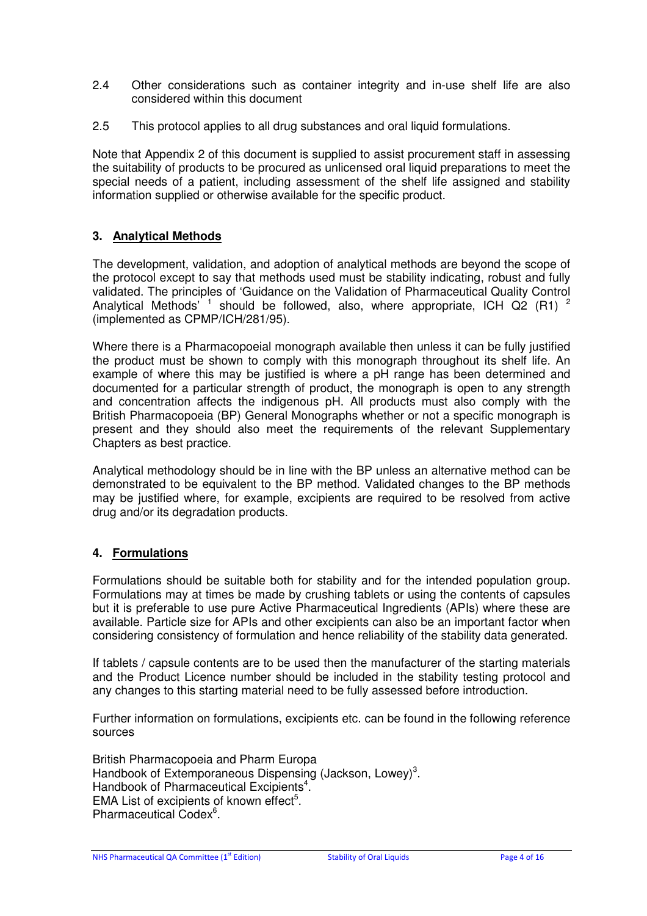2.4 Other considerations such as container integrity and in-use shelf life are also considered within this document

2.5 This protocol applies to all drug substances and oral liquid formulations.

Note that Appendix 2 of this document is supplied to assist procurement staff in assessing the suitability of products to be procured as unlicensed oral liquid preparations to meet the special needs of a patient, including assessment of the shelf life assigned and stability information supplied or otherwise available for the specific product.

## 3. Analytical Methods

The development, validation, and adoption of analytical methods are beyond the scope of the protocol except to say that methods used must be stability indicating, robust and fully validated. The principles of 'Guidance on the Validation of Pharmaceutical Quality Control Analytical Methods' [1] should be followed, also, where appropriate, ICH Q2 (R1) [2] (implemented as CPMP/ICH/281/95).

Where there is a Pharmacopoeial monograph available then unless it can be fully justified the product must be shown to comply with this monograph throughout its shelf life. An example of where this may be justified is where a pH range has been determined and documented for a particular strength of product, the monograph is open to any strength and concentration affects the indigenous pH. All products must also comply with the British Pharmacopoeia (BP) General Monographs whether or not a specific monograph is present and they should also meet the requirements of the relevant Supplementary Chapters as best practice.

Analytical methodology should be in line with the BP unless an alternative method can be demonstrated to be equivalent to the BP method. Validated changes to the BP methods may be justified where, for example, excipients are required to be resolved from active drug and/or its degradation products.

## 4. Formulations

Formulations should be suitable both for stability and for the intended population group. Formulations may at times be made by crushing tablets or using the contents of capsules but it is preferable to use pure Active Pharmaceutical Ingredients (APIs) where these are available. Particle size for APIs and other excipients can also be an important factor when considering consistency of formulation and hence reliability of the stability data generated.

If tablets / capsule contents are to be used then the manufacturer of the starting materials and the Product Licence number should be included in the stability testing protocol and any changes to this starting material need to be fully assessed before introduction.

Further information on formulations, excipients etc. can be found in the following reference sources

British Pharmacopoeia and Pharm Europa
Handbook of Extemporaneous Dispensing (Jackson, Lowey)[3].
Handbook of Pharmaceutical Excipients[4].
EMA List of excipients of known effect[5].
Pharmaceutical Codex[6].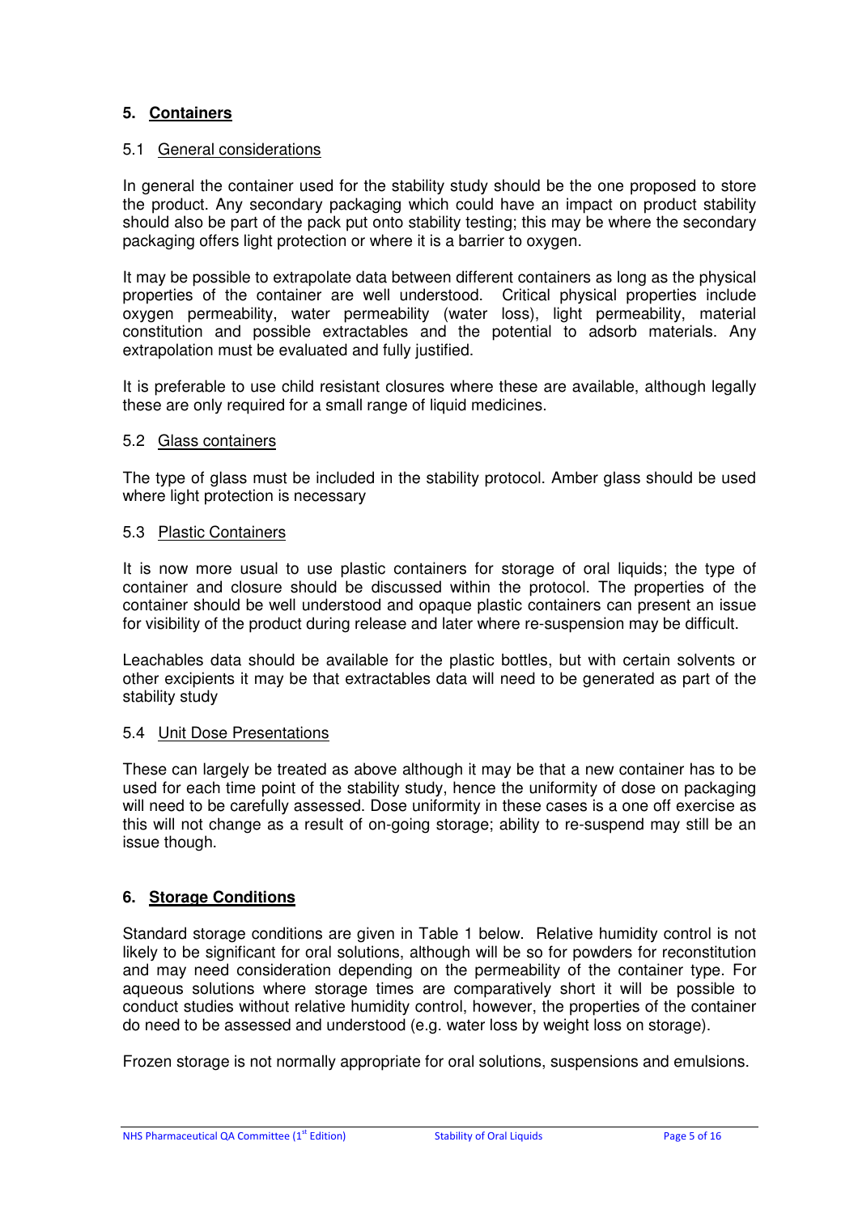## 5. Containers

### 5.1 General considerations

In general the container used for the stability study should be the one proposed to store the product. Any secondary packaging which could have an impact on product stability should also be part of the pack put onto stability testing; this may be where the secondary packaging offers light protection or where it is a barrier to oxygen.

It may be possible to extrapolate data between different containers as long as the physical properties of the container are well understood. Critical physical properties include oxygen permeability, water permeability (water loss), light permeability, material constitution and possible extractables and the potential to adsorb materials. Any extrapolation must be evaluated and fully justified.

It is preferable to use child resistant closures where these are available, although legally these are only required for a small range of liquid medicines.

### 5.2 Glass containers

The type of glass must be included in the stability protocol. Amber glass should be used where light protection is necessary

### 5.3 Plastic Containers

It is now more usual to use plastic containers for storage of oral liquids; the type of container and closure should be discussed within the protocol. The properties of the container should be well understood and opaque plastic containers can present an issue for visibility of the product during release and later where re-suspension may be difficult.

Leachables data should be available for the plastic bottles, but with certain solvents or other excipients it may be that extractables data will need to be generated as part of the stability study

### 5.4 Unit Dose Presentations

These can largely be treated as above although it may be that a new container has to be used for each time point of the stability study, hence the uniformity of dose on packaging will need to be carefully assessed. Dose uniformity in these cases is a one off exercise as this will not change as a result of on-going storage; ability to re-suspend may still be an issue though.

## 6. Storage Conditions

Standard storage conditions are given in Table 1 below. Relative humidity control is not likely to be significant for oral solutions, although will be so for powders for reconstitution and may need consideration depending on the permeability of the container type. For aqueous solutions where storage times are comparatively short it will be possible to conduct studies without relative humidity control, however, the properties of the container do need to be assessed and understood (e.g. water loss by weight loss on storage).

Frozen storage is not normally appropriate for oral solutions, suspensions and emulsions.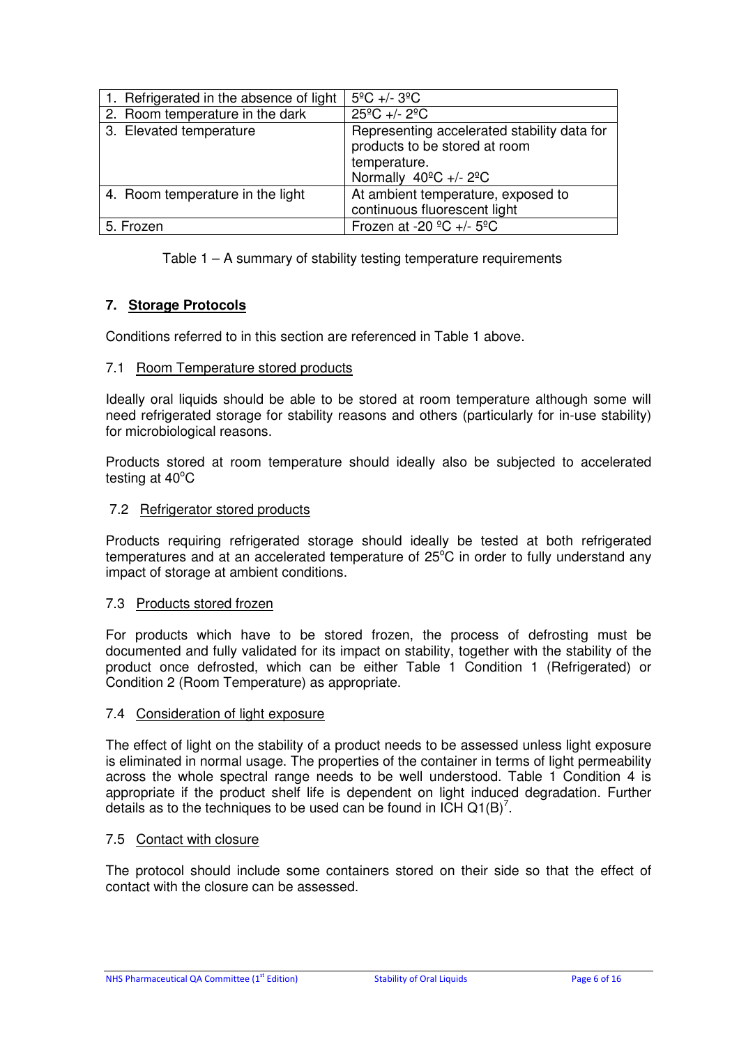| 1. Refrigerated in the absence of light | 5ºC +/- 3ºC |
|---|---|
| 2. Room temperature in the dark | 25ºC +/- 2ºC |
| 3. Elevated temperature | Representing accelerated stability data for products to be stored at room temperature.<br>Normally 40ºC +/- 2ºC |
| 4. Room temperature in the light | At ambient temperature, exposed to continuous fluorescent light |
| 5. Frozen | Frozen at -20 ºC +/- 5ºC |

Table 1 – A summary of stability testing temperature requirements

## 7. Storage Protocols

Conditions referred to in this section are referenced in Table 1 above.

### 7.1 Room Temperature stored products

Ideally oral liquids should be able to be stored at room temperature although some will need refrigerated storage for stability reasons and others (particularly for in-use stability) for microbiological reasons.

Products stored at room temperature should ideally also be subjected to accelerated testing at 40°C

### 7.2 Refrigerator stored products

Products requiring refrigerated storage should ideally be tested at both refrigerated temperatures and at an accelerated temperature of 25°C in order to fully understand any impact of storage at ambient conditions.

### 7.3 Products stored frozen

For products which have to be stored frozen, the process of defrosting must be documented and fully validated for its impact on stability, together with the stability of the product once defrosted, which can be either Table 1 Condition 1 (Refrigerated) or Condition 2 (Room Temperature) as appropriate.

### 7.4 Consideration of light exposure

The effect of light on the stability of a product needs to be assessed unless light exposure is eliminated in normal usage. The properties of the container in terms of light permeability across the whole spectral range needs to be well understood. Table 1 Condition 4 is appropriate if the product shelf life is dependent on light induced degradation. Further details as to the techniques to be used can be found in ICH Q1(B)[7].

### 7.5 Contact with closure

The protocol should include some containers stored on their side so that the effect of contact with the closure can be assessed.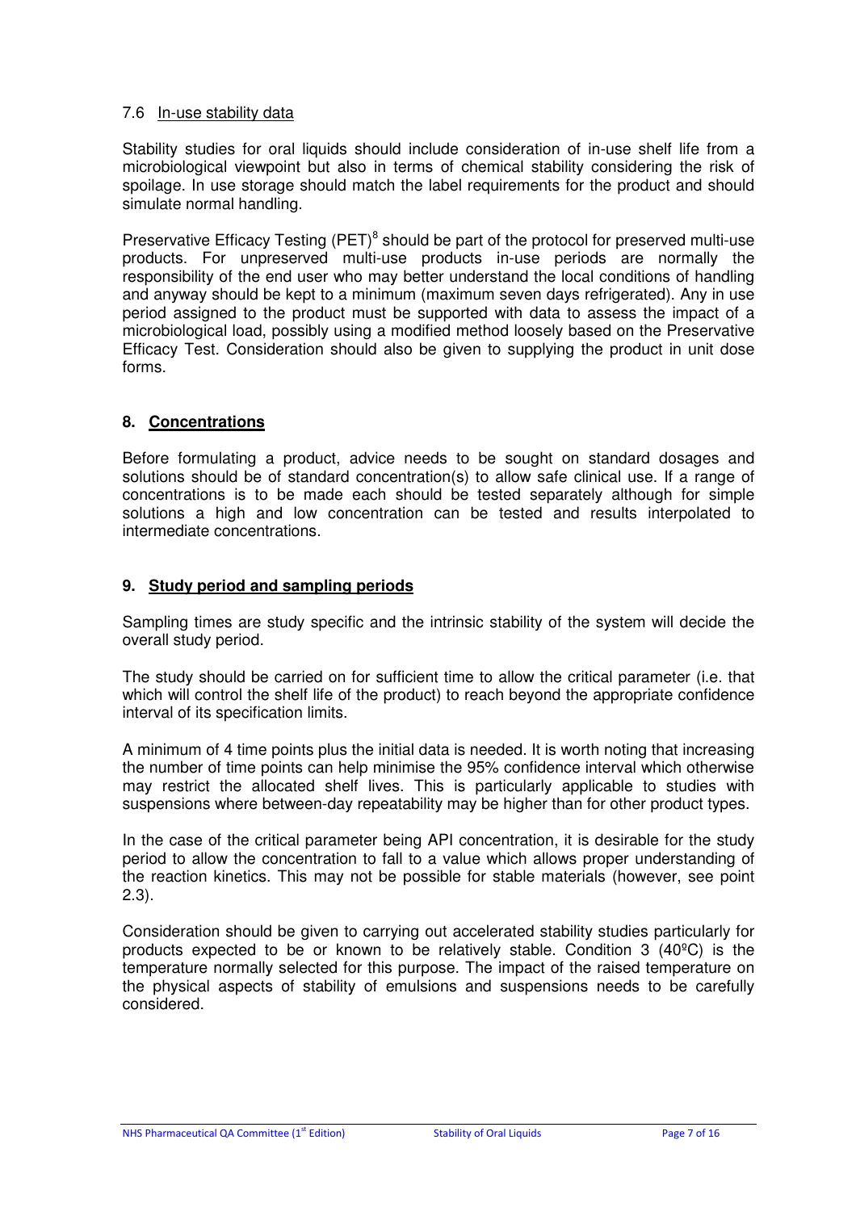### 7.6 In-use stability data

Stability studies for oral liquids should include consideration of in-use shelf life from a microbiological viewpoint but also in terms of chemical stability considering the risk of spoilage. In use storage should match the label requirements for the product and should simulate normal handling.

Preservative Efficacy Testing (PET)[8] should be part of the protocol for preserved multi-use products. For unpreserved multi-use products in-use periods are normally the responsibility of the end user who may better understand the local conditions of handling and anyway should be kept to a minimum (maximum seven days refrigerated). Any in use period assigned to the product must be supported with data to assess the impact of a microbiological load, possibly using a modified method loosely based on the Preservative Efficacy Test. Consideration should also be given to supplying the product in unit dose forms.

## 8. Concentrations

Before formulating a product, advice needs to be sought on standard dosages and solutions should be of standard concentration(s) to allow safe clinical use. If a range of concentrations is to be made each should be tested separately although for simple solutions a high and low concentration can be tested and results interpolated to intermediate concentrations.

## 9. Study period and sampling periods

Sampling times are study specific and the intrinsic stability of the system will decide the overall study period.

The study should be carried on for sufficient time to allow the critical parameter (i.e. that which will control the shelf life of the product) to reach beyond the appropriate confidence interval of its specification limits.

A minimum of 4 time points plus the initial data is needed. It is worth noting that increasing the number of time points can help minimise the 95% confidence interval which otherwise may restrict the allocated shelf lives. This is particularly applicable to studies with suspensions where between-day repeatability may be higher than for other product types.

In the case of the critical parameter being API concentration, it is desirable for the study period to allow the concentration to fall to a value which allows proper understanding of the reaction kinetics. This may not be possible for stable materials (however, see point 2.3).

Consideration should be given to carrying out accelerated stability studies particularly for products expected to be or known to be relatively stable. Condition 3 (40ºC) is the temperature normally selected for this purpose. The impact of the raised temperature on the physical aspects of stability of emulsions and suspensions needs to be carefully considered.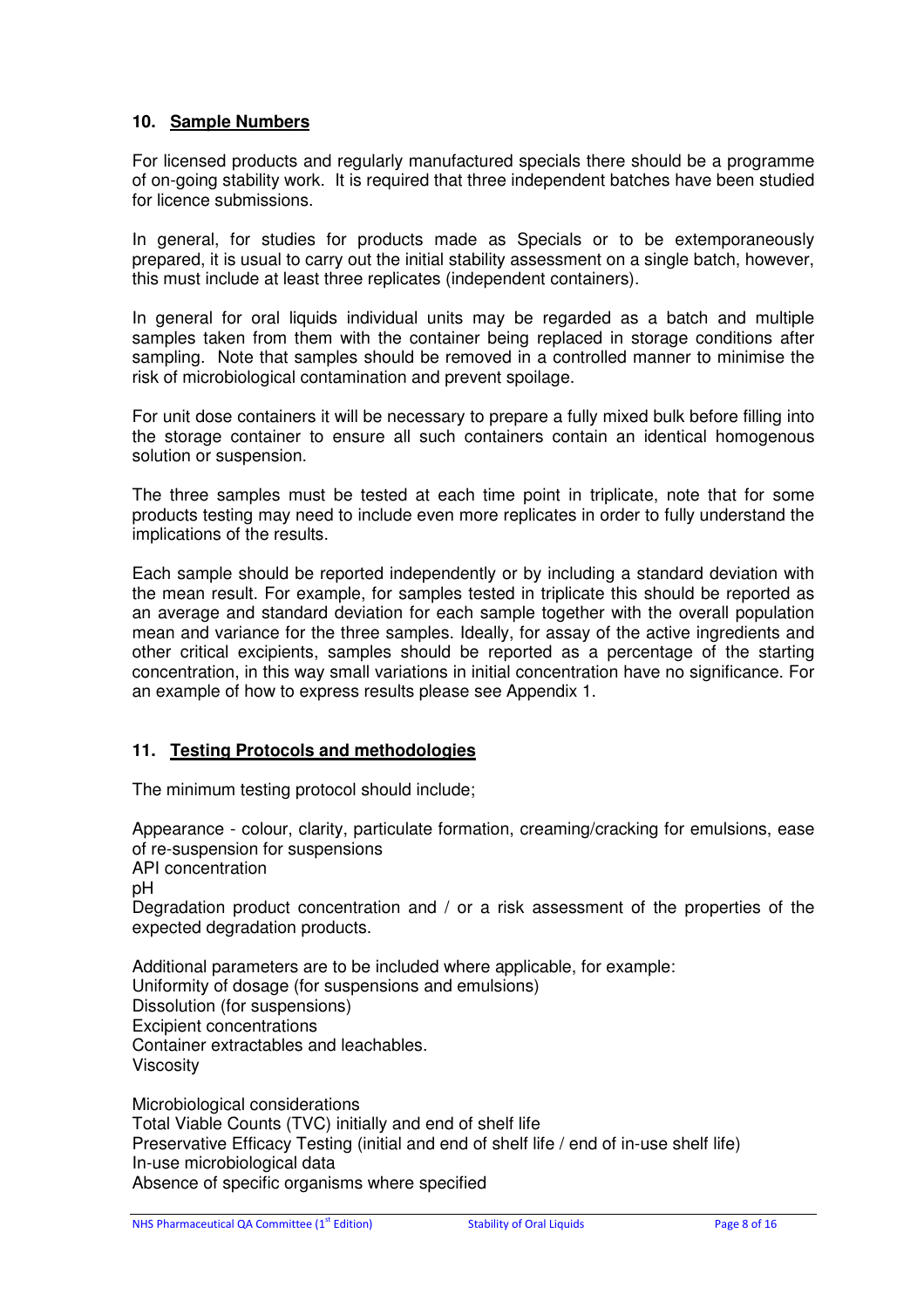## 10. Sample Numbers

For licensed products and regularly manufactured specials there should be a programme of on-going stability work. It is required that three independent batches have been studied for licence submissions.

In general, for studies for products made as Specials or to be extemporaneously prepared, it is usual to carry out the initial stability assessment on a single batch, however, this must include at least three replicates (independent containers).

In general for oral liquids individual units may be regarded as a batch and multiple samples taken from them with the container being replaced in storage conditions after sampling. Note that samples should be removed in a controlled manner to minimise the risk of microbiological contamination and prevent spoilage.

For unit dose containers it will be necessary to prepare a fully mixed bulk before filling into the storage container to ensure all such containers contain an identical homogenous solution or suspension.

The three samples must be tested at each time point in triplicate, note that for some products testing may need to include even more replicates in order to fully understand the implications of the results.

Each sample should be reported independently or by including a standard deviation with the mean result. For example, for samples tested in triplicate this should be reported as an average and standard deviation for each sample together with the overall population mean and variance for the three samples. Ideally, for assay of the active ingredients and other critical excipients, samples should be reported as a percentage of the starting concentration, in this way small variations in initial concentration have no significance. For an example of how to express results please see Appendix 1.

## 11. Testing Protocols and methodologies

The minimum testing protocol should include;

Appearance - colour, clarity, particulate formation, creaming/cracking for emulsions, ease of re-suspension for suspensions
API concentration
pH
Degradation product concentration and / or a risk assessment of the properties of the expected degradation products.

Additional parameters are to be included where applicable, for example:
Uniformity of dosage (for suspensions and emulsions)
Dissolution (for suspensions)
Excipient concentrations
Container extractables and leachables.
Viscosity

Microbiological considerations
Total Viable Counts (TVC) initially and end of shelf life
Preservative Efficacy Testing (initial and end of shelf life / end of in-use shelf life)
In-use microbiological data
Absence of specific organisms where specified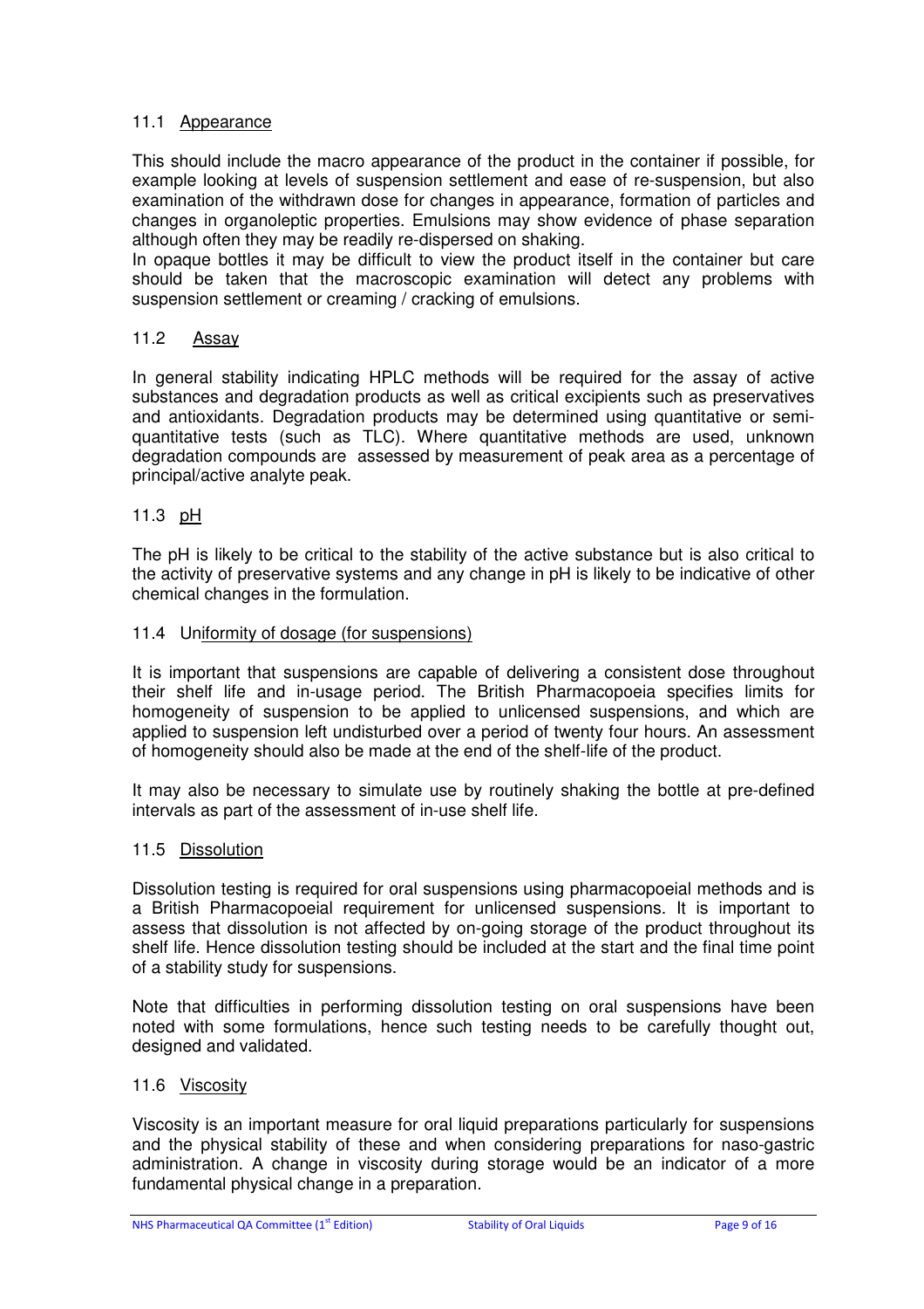### 11.1 Appearance

This should include the macro appearance of the product in the container if possible, for example looking at levels of suspension settlement and ease of re-suspension, but also examination of the withdrawn dose for changes in appearance, formation of particles and changes in organoleptic properties. Emulsions may show evidence of phase separation although often they may be readily re-dispersed on shaking.
In opaque bottles it may be difficult to view the product itself in the container but care should be taken that the macroscopic examination will detect any problems with suspension settlement or creaming / cracking of emulsions.

### 11.2 Assay

In general stability indicating HPLC methods will be required for the assay of active substances and degradation products as well as critical excipients such as preservatives and antioxidants. Degradation products may be determined using quantitative or semi-quantitative tests (such as TLC). Where quantitative methods are used, unknown degradation compounds are assessed by measurement of peak area as a percentage of principal/active analyte peak.

### 11.3 pH

The pH is likely to be critical to the stability of the active substance but is also critical to the activity of preservative systems and any change in pH is likely to be indicative of other chemical changes in the formulation.

### 11.4 Uniformity of dosage (for suspensions)

It is important that suspensions are capable of delivering a consistent dose throughout their shelf life and in-usage period. The British Pharmacopoeia specifies limits for homogeneity of suspension to be applied to unlicensed suspensions, and which are applied to suspension left undisturbed over a period of twenty four hours. An assessment of homogeneity should also be made at the end of the shelf-life of the product.

It may also be necessary to simulate use by routinely shaking the bottle at pre-defined intervals as part of the assessment of in-use shelf life.

### 11.5 Dissolution

Dissolution testing is required for oral suspensions using pharmacopoeial methods and is a British Pharmacopoeial requirement for unlicensed suspensions. It is important to assess that dissolution is not affected by on-going storage of the product throughout its shelf life. Hence dissolution testing should be included at the start and the final time point of a stability study for suspensions.

Note that difficulties in performing dissolution testing on oral suspensions have been noted with some formulations, hence such testing needs to be carefully thought out, designed and validated.

### 11.6 Viscosity

Viscosity is an important measure for oral liquid preparations particularly for suspensions and the physical stability of these and when considering preparations for naso-gastric administration. A change in viscosity during storage would be an indicator of a more fundamental physical change in a preparation.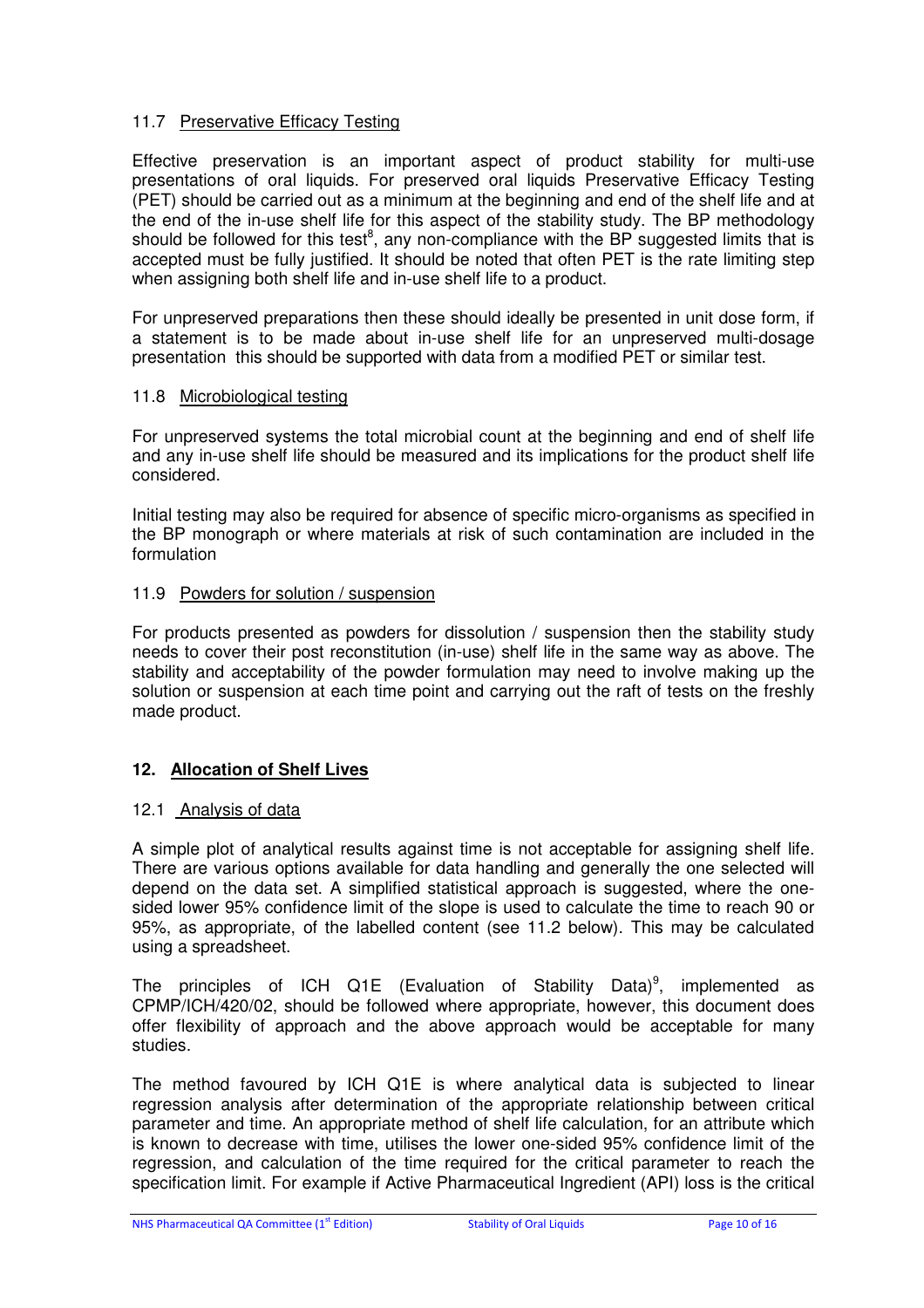### 11.7 Preservative Efficacy Testing

Effective preservation is an important aspect of product stability for multi-use presentations of oral liquids. For preserved oral liquids Preservative Efficacy Testing (PET) should be carried out as a minimum at the beginning and end of the shelf life and at the end of the in-use shelf life for this aspect of the stability study. The BP methodology should be followed for this test[8], any non-compliance with the BP suggested limits that is accepted must be fully justified. It should be noted that often PET is the rate limiting step when assigning both shelf life and in-use shelf life to a product.

For unpreserved preparations then these should ideally be presented in unit dose form, if a statement is to be made about in-use shelf life for an unpreserved multi-dosage presentation this should be supported with data from a modified PET or similar test.

### 11.8 Microbiological testing

For unpreserved systems the total microbial count at the beginning and end of shelf life and any in-use shelf life should be measured and its implications for the product shelf life considered.

Initial testing may also be required for absence of specific micro-organisms as specified in the BP monograph or where materials at risk of such contamination are included in the formulation

### 11.9 Powders for solution / suspension

For products presented as powders for dissolution / suspension then the stability study needs to cover their post reconstitution (in-use) shelf life in the same way as above. The stability and acceptability of the powder formulation may need to involve making up the solution or suspension at each time point and carrying out the raft of tests on the freshly made product.

## 12. Allocation of Shelf Lives

### 12.1 Analysis of data

A simple plot of analytical results against time is not acceptable for assigning shelf life. There are various options available for data handling and generally the one selected will depend on the data set. A simplified statistical approach is suggested, where the one-sided lower 95% confidence limit of the slope is used to calculate the time to reach 90 or 95%, as appropriate, of the labelled content (see 11.2 below). This may be calculated using a spreadsheet.

The principles of ICH Q1E (Evaluation of Stability Data)[9], implemented as CPMP/ICH/420/02, should be followed where appropriate, however, this document does offer flexibility of approach and the above approach would be acceptable for many studies.

The method favoured by ICH Q1E is where analytical data is subjected to linear regression analysis after determination of the appropriate relationship between critical parameter and time. An appropriate method of shelf life calculation, for an attribute which is known to decrease with time, utilises the lower one-sided 95% confidence limit of the regression, and calculation of the time required for the critical parameter to reach the specification limit. For example if Active Pharmaceutical Ingredient (API) loss is the critical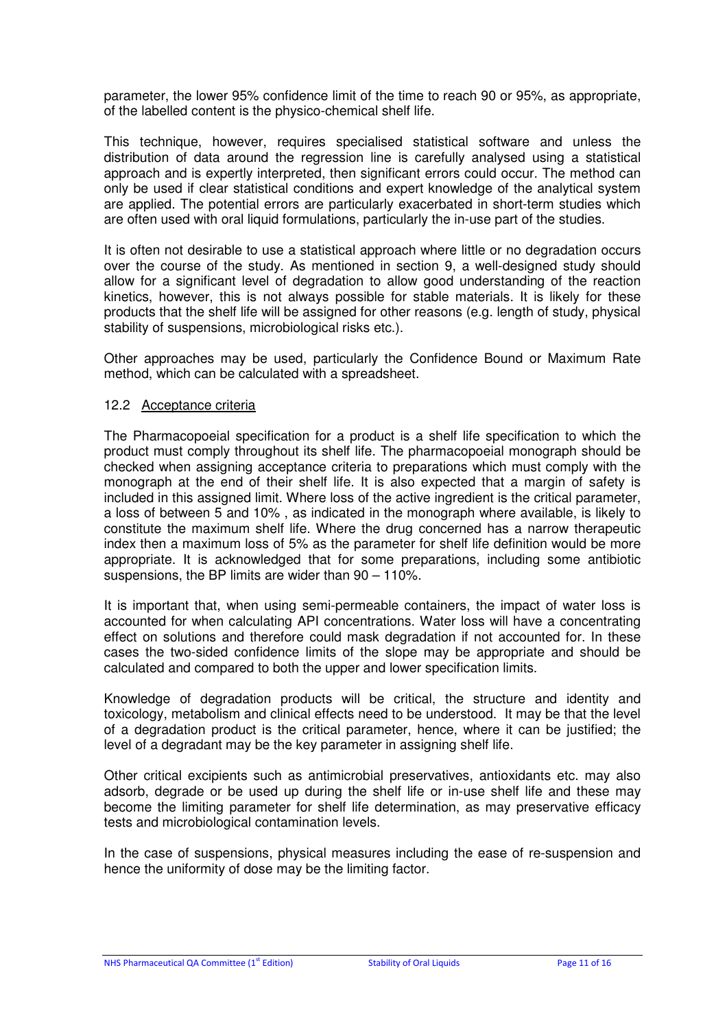parameter, the lower 95% confidence limit of the time to reach 90 or 95%, as appropriate, of the labelled content is the physico-chemical shelf life.

This technique, however, requires specialised statistical software and unless the distribution of data around the regression line is carefully analysed using a statistical approach and is expertly interpreted, then significant errors could occur. The method can only be used if clear statistical conditions and expert knowledge of the analytical system are applied. The potential errors are particularly exacerbated in short-term studies which are often used with oral liquid formulations, particularly the in-use part of the studies.

It is often not desirable to use a statistical approach where little or no degradation occurs over the course of the study. As mentioned in section 9, a well-designed study should allow for a significant level of degradation to allow good understanding of the reaction kinetics, however, this is not always possible for stable materials. It is likely for these products that the shelf life will be assigned for other reasons (e.g. length of study, physical stability of suspensions, microbiological risks etc.).

Other approaches may be used, particularly the Confidence Bound or Maximum Rate method, which can be calculated with a spreadsheet.

### 12.2 Acceptance criteria

The Pharmacopoeial specification for a product is a shelf life specification to which the product must comply throughout its shelf life. The pharmacopoeial monograph should be checked when assigning acceptance criteria to preparations which must comply with the monograph at the end of their shelf life. It is also expected that a margin of safety is included in this assigned limit. Where loss of the active ingredient is the critical parameter, a loss of between 5 and 10% , as indicated in the monograph where available, is likely to constitute the maximum shelf life. Where the drug concerned has a narrow therapeutic index then a maximum loss of 5% as the parameter for shelf life definition would be more appropriate. It is acknowledged that for some preparations, including some antibiotic suspensions, the BP limits are wider than 90 – 110%.

It is important that, when using semi-permeable containers, the impact of water loss is accounted for when calculating API concentrations. Water loss will have a concentrating effect on solutions and therefore could mask degradation if not accounted for. In these cases the two-sided confidence limits of the slope may be appropriate and should be calculated and compared to both the upper and lower specification limits.

Knowledge of degradation products will be critical, the structure and identity and toxicology, metabolism and clinical effects need to be understood. It may be that the level of a degradation product is the critical parameter, hence, where it can be justified; the level of a degradant may be the key parameter in assigning shelf life.

Other critical excipients such as antimicrobial preservatives, antioxidants etc. may also adsorb, degrade or be used up during the shelf life or in-use shelf life and these may become the limiting parameter for shelf life determination, as may preservative efficacy tests and microbiological contamination levels.

In the case of suspensions, physical measures including the ease of re-suspension and hence the uniformity of dose may be the limiting factor.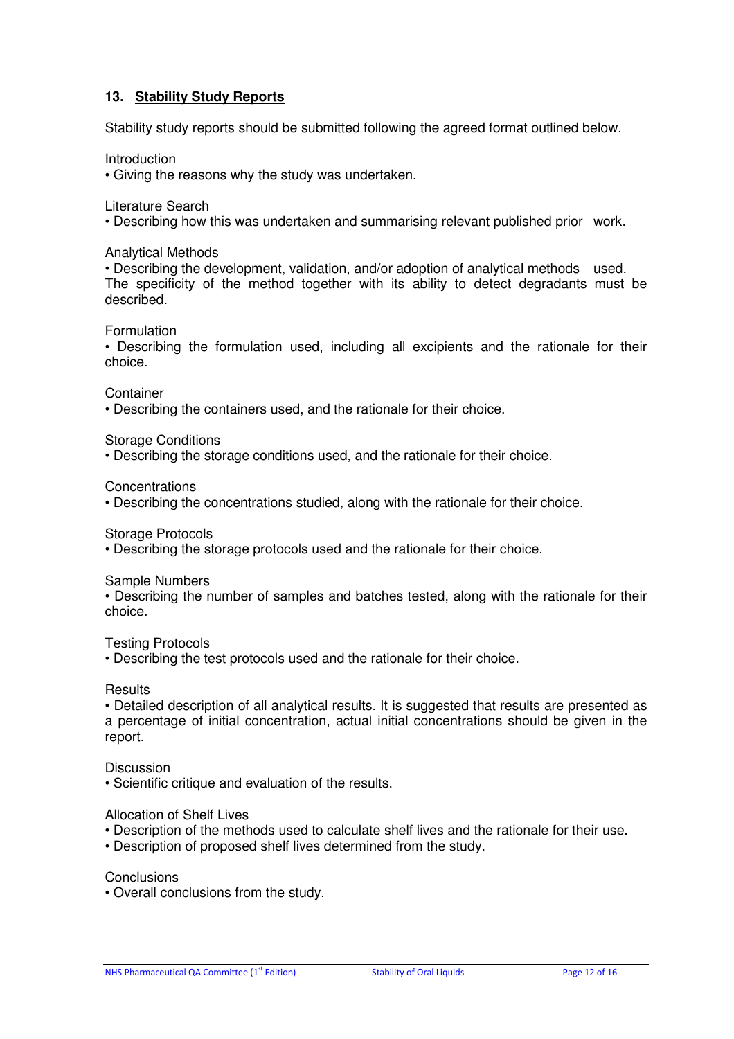## 13. Stability Study Reports

Stability study reports should be submitted following the agreed format outlined below.

Introduction

- Giving the reasons why the study was undertaken.

Literature Search

- Describing how this was undertaken and summarising relevant published prior work.

Analytical Methods

- Describing the development, validation, and/or adoption of analytical methods used.

The specificity of the method together with its ability to detect degradants must be described.

Formulation

- Describing the formulation used, including all excipients and the rationale for their choice.

Container

- Describing the containers used, and the rationale for their choice.

Storage Conditions

- Describing the storage conditions used, and the rationale for their choice.

Concentrations

- Describing the concentrations studied, along with the rationale for their choice.

Storage Protocols

- Describing the storage protocols used and the rationale for their choice.

Sample Numbers

- Describing the number of samples and batches tested, along with the rationale for their choice.

Testing Protocols

- Describing the test protocols used and the rationale for their choice.

Results

- Detailed description of all analytical results. It is suggested that results are presented as a percentage of initial concentration, actual initial concentrations should be given in the report.

Discussion

- Scientific critique and evaluation of the results.

Allocation of Shelf Lives

- Description of the methods used to calculate shelf lives and the rationale for their use.
- Description of proposed shelf lives determined from the study.

Conclusions

- Overall conclusions from the study.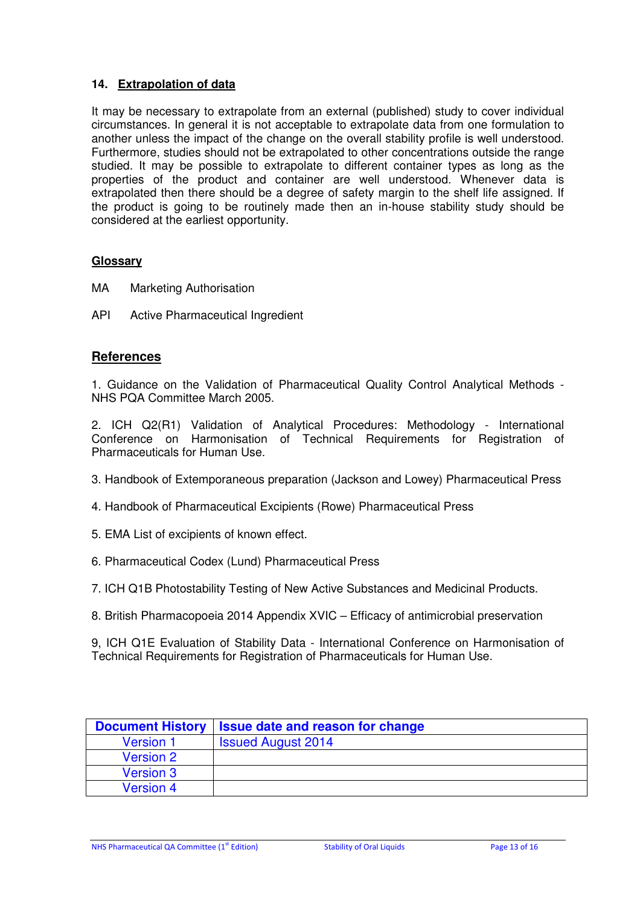## 14. Extrapolation of data

It may be necessary to extrapolate from an external (published) study to cover individual circumstances. In general it is not acceptable to extrapolate data from one formulation to another unless the impact of the change on the overall stability profile is well understood. Furthermore, studies should not be extrapolated to other concentrations outside the range studied. It may be possible to extrapolate to different container types as long as the properties of the product and container are well understood. Whenever data is extrapolated then there should be a degree of safety margin to the shelf life assigned. If the product is going to be routinely made then an in-house stability study should be considered at the earliest opportunity.

## Glossary

MA Marketing Authorisation

API Active Pharmaceutical Ingredient

## References

1. Guidance on the Validation of Pharmaceutical Quality Control Analytical Methods - NHS PQA Committee March 2005.

2. ICH Q2(R1) Validation of Analytical Procedures: Methodology - International Conference on Harmonisation of Technical Requirements for Registration of Pharmaceuticals for Human Use.

3. Handbook of Extemporaneous preparation (Jackson and Lowey) Pharmaceutical Press

4. Handbook of Pharmaceutical Excipients (Rowe) Pharmaceutical Press

5. EMA List of excipients of known effect.

6. Pharmaceutical Codex (Lund) Pharmaceutical Press

7. ICH Q1B Photostability Testing of New Active Substances and Medicinal Products.

8. British Pharmacopoeia 2014 Appendix XVIC – Efficacy of antimicrobial preservation

9, ICH Q1E Evaluation of Stability Data - International Conference on Harmonisation of Technical Requirements for Registration of Pharmaceuticals for Human Use.

| Document History | Issue date and reason for change |
|---|---|
| Version 1 | Issued August 2014 |
| Version 2 | |
| Version 3 | |
| Version 4 | |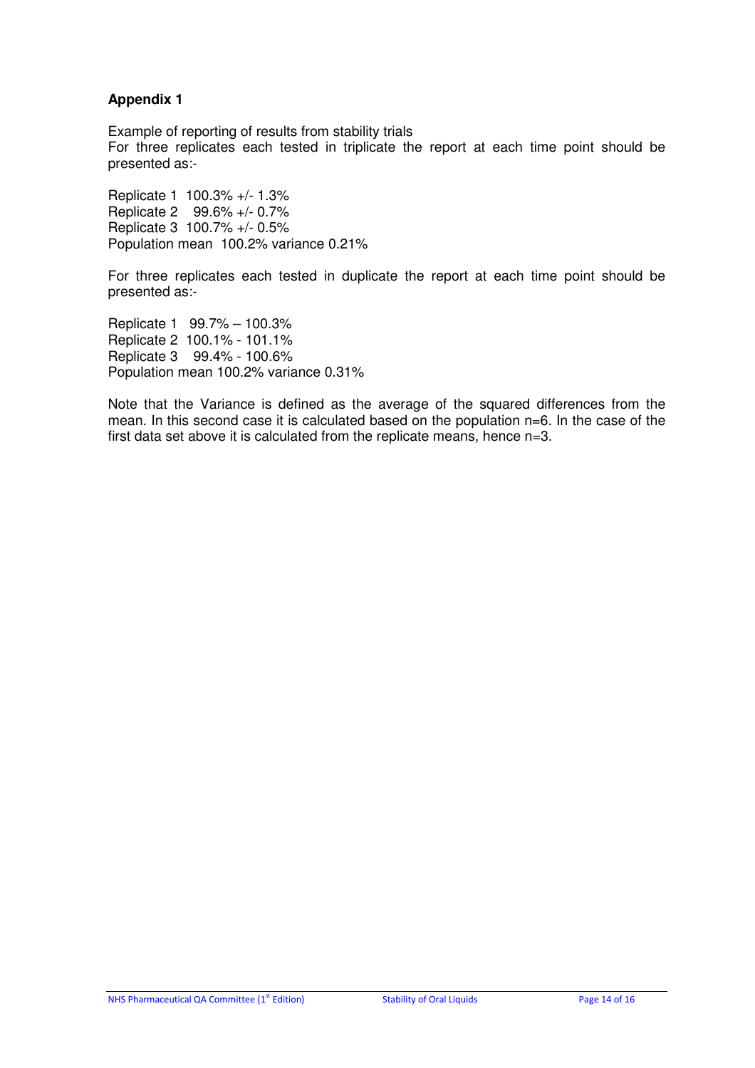**Appendix 1**

Example of reporting of results from stability trials
For three replicates each tested in triplicate the report at each time point should be presented as:-

Replicate 1 100.3% +/- 1.3%
Replicate 2 99.6% +/- 0.7%
Replicate 3 100.7% +/- 0.5%
Population mean 100.2% variance 0.21%

For three replicates each tested in duplicate the report at each time point should be presented as:-

Replicate 1 99.7% – 100.3%
Replicate 2 100.1% - 101.1%
Replicate 3 99.4% - 100.6%
Population mean 100.2% variance 0.31%

Note that the Variance is defined as the average of the squared differences from the mean. In this second case it is calculated based on the population n=6. In the case of the first data set above it is calculated from the replicate means, hence n=3.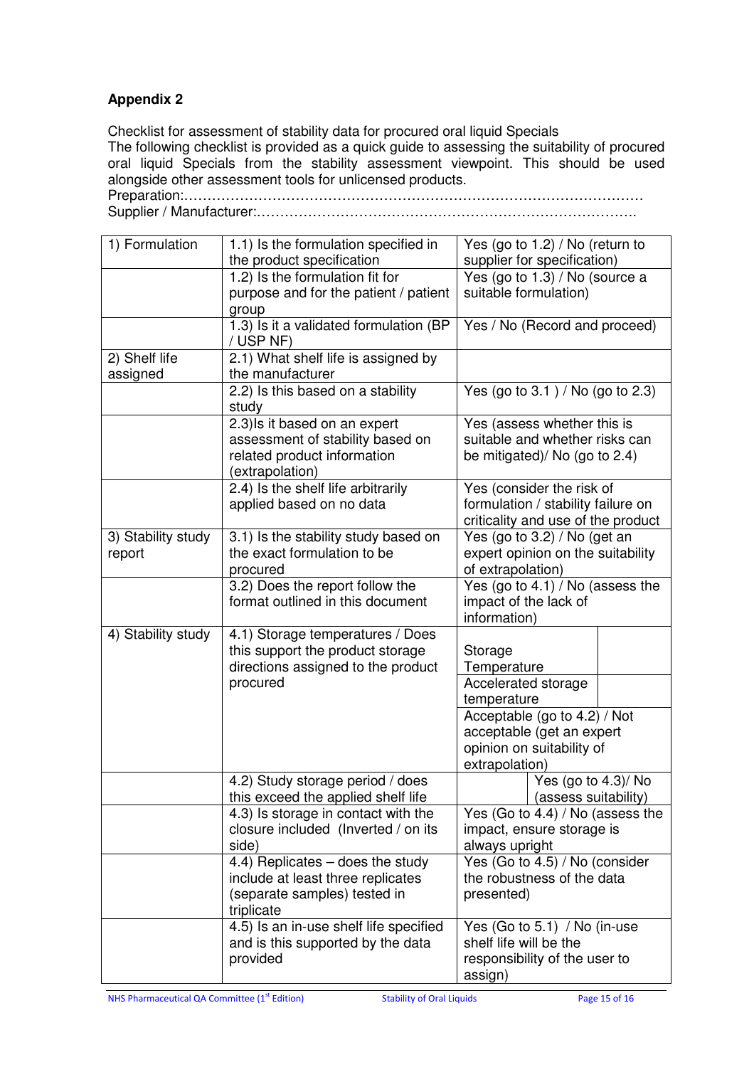**Appendix 2**

Checklist for assessment of stability data for procured oral liquid Specials

The following checklist is provided as a quick guide to assessing the suitability of procured oral liquid Specials from the stability assessment viewpoint. This should be used alongside other assessment tools for unlicensed products.

Preparation:……………………………………………………………………………………

Supplier / Manufacturer:……………………………………………………………………….

| | | |
|---|---|---|
| 1) Formulation | 1.1) Is the formulation specified in the product specification | Yes (go to 1.2) / No (return to supplier for specification) |
| | 1.2) Is the formulation fit for purpose and for the patient / patient group | Yes (go to 1.3) / No (source a suitable formulation) |
| | 1.3) Is it a validated formulation (BP / USP NF) | Yes / No (Record and proceed) |
| 2) Shelf life assigned | 2.1) What shelf life is assigned by the manufacturer | |
| | 2.2) Is this based on a stability study | Yes (go to 3.1 ) / No (go to 2.3) |
| | 2.3)Is it based on an expert assessment of stability based on related product information (extrapolation) | Yes (assess whether this is suitable and whether risks can be mitigated)/ No (go to 2.4) |
| | 2.4) Is the shelf life arbitrarily applied based on no data | Yes (consider the risk of formulation / stability failure on criticality and use of the product |
| 3) Stability study report | 3.1) Is the stability study based on the exact formulation to be procured | Yes (go to 3.2) / No (get an expert opinion on the suitability of extrapolation) |
| | 3.2) Does the report follow the format outlined in this document | Yes (go to 4.1) / No (assess the impact of the lack of information) |
| 4) Stability study | 4.1) Storage temperatures / Does this support the product storage directions assigned to the product procured | Storage Temperature: ______ <br> Accelerated storage temperature: ______ <br> Acceptable (go to 4.2) / Not acceptable (get an expert opinion on suitability of extrapolation) |
| | 4.2) Study storage period / does this exceed the applied shelf life | ______ Yes (go to 4.3)/ No (assess suitability) |
| | 4.3) Is storage in contact with the closure included (Inverted / on its side) | Yes (Go to 4.4) / No (assess the impact, ensure storage is always upright |
| | 4.4) Replicates – does the study include at least three replicates (separate samples) tested in triplicate | Yes (Go to 4.5) / No (consider the robustness of the data presented) |
| | 4.5) Is an in-use shelf life specified and is this supported by the data provided | Yes (Go to 5.1) / No (in-use shelf life will be the responsibility of the user to assign) |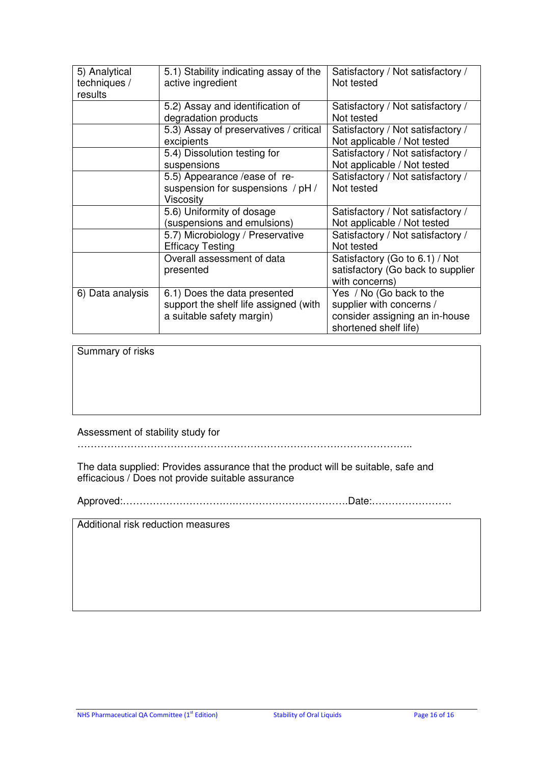| | | |
|---|---|---|
| 5) Analytical techniques / results | 5.1) Stability indicating assay of the active ingredient | Satisfactory / Not satisfactory / Not tested |
| | 5.2) Assay and identification of degradation products | Satisfactory / Not satisfactory / Not tested |
| | 5.3) Assay of preservatives / critical excipients | Satisfactory / Not satisfactory / Not applicable / Not tested |
| | 5.4) Dissolution testing for suspensions | Satisfactory / Not satisfactory / Not applicable / Not tested |
| | 5.5) Appearance /ease of re-suspension for suspensions / pH / Viscosity | Satisfactory / Not satisfactory / Not tested |
| | 5.6) Uniformity of dosage (suspensions and emulsions) | Satisfactory / Not satisfactory / Not applicable / Not tested |
| | 5.7) Microbiology / Preservative Efficacy Testing | Satisfactory / Not satisfactory / Not tested |
| | Overall assessment of data presented | Satisfactory (Go to 6.1) / Not satisfactory (Go back to supplier with concerns) |
| 6) Data analysis | 6.1) Does the data presented support the shelf life assigned (with a suitable safety margin) | Yes / No (Go back to the supplier with concerns / consider assigning an in-house shortened shelf life) |

| Summary of risks |
|---|
| |

Assessment of stability study for

…………………………………………………………………………………………………..

The data supplied: Provides assurance that the product will be suitable, safe and efficacious / Does not provide suitable assurance

Approved:…………………………………………………………….Date:……………………

| Additional risk reduction measures |
|---|
| |